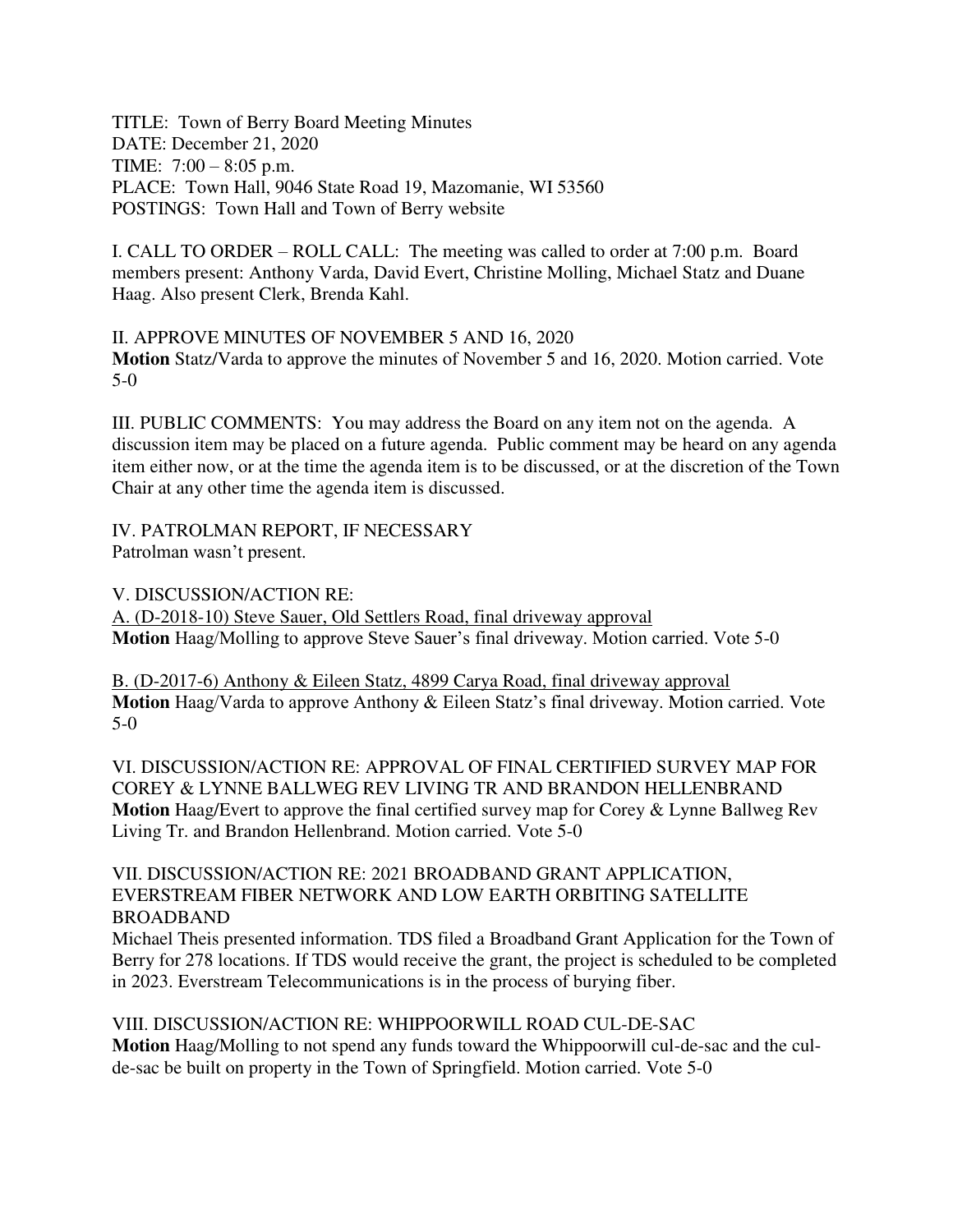TITLE: Town of Berry Board Meeting Minutes
DATE: December 21, 2020
TIME: 7:00 – 8:05 p.m.
PLACE: Town Hall, 9046 State Road 19, Mazomanie, WI 53560
POSTINGS: Town Hall and Town of Berry website

I. CALL TO ORDER – ROLL CALL: The meeting was called to order at 7:00 p.m. Board members present: Anthony Varda, David Evert, Christine Molling, Michael Statz and Duane Haag. Also present Clerk, Brenda Kahl.

II. APPROVE MINUTES OF NOVEMBER 5 AND 16, 2020
**Motion** Statz/Varda to approve the minutes of November 5 and 16, 2020. Motion carried. Vote 5-0

III. PUBLIC COMMENTS: You may address the Board on any item not on the agenda. A discussion item may be placed on a future agenda. Public comment may be heard on any agenda item either now, or at the time the agenda item is to be discussed, or at the discretion of the Town Chair at any other time the agenda item is discussed.

IV. PATROLMAN REPORT, IF NECESSARY
Patrolman wasn't present.

V. DISCUSSION/ACTION RE:
<u>A. (D-2018-10) Steve Sauer, Old Settlers Road, final driveway approval</u>
**Motion** Haag/Molling to approve Steve Sauer's final driveway. Motion carried. Vote 5-0

<u>B. (D-2017-6) Anthony & Eileen Statz, 4899 Carya Road, final driveway approval</u>
**Motion** Haag/Varda to approve Anthony & Eileen Statz's final driveway. Motion carried. Vote 5-0

VI. DISCUSSION/ACTION RE: APPROVAL OF FINAL CERTIFIED SURVEY MAP FOR COREY & LYNNE BALLWEG REV LIVING TR AND BRANDON HELLENBRAND
**Motion** Haag/Evert to approve the final certified survey map for Corey & Lynne Ballweg Rev Living Tr. and Brandon Hellenbrand. Motion carried. Vote 5-0

VII. DISCUSSION/ACTION RE: 2021 BROADBAND GRANT APPLICATION, EVERSTREAM FIBER NETWORK AND LOW EARTH ORBITING SATELLITE BROADBAND
Michael Theis presented information. TDS filed a Broadband Grant Application for the Town of Berry for 278 locations. If TDS would receive the grant, the project is scheduled to be completed in 2023. Everstream Telecommunications is in the process of burying fiber.

VIII. DISCUSSION/ACTION RE: WHIPPOORWILL ROAD CUL-DE-SAC
**Motion** Haag/Molling to not spend any funds toward the Whippoorwill cul-de-sac and the cul-de-sac be built on property in the Town of Springfield. Motion carried. Vote 5-0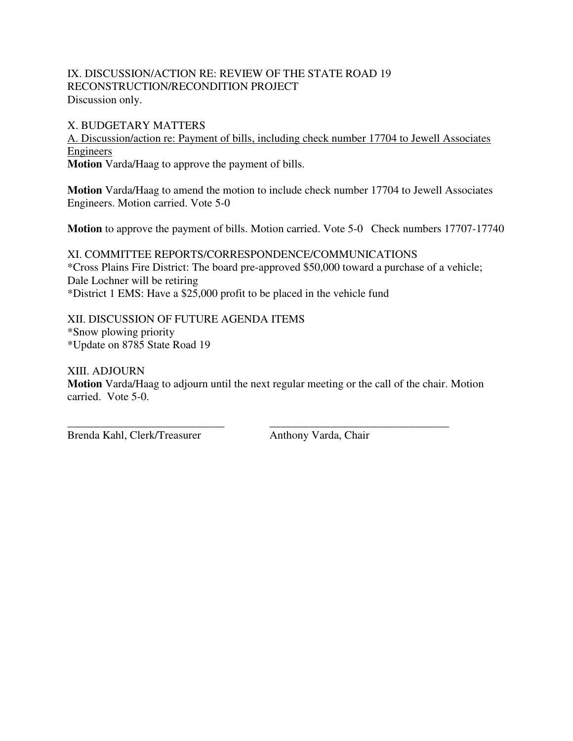IX. DISCUSSION/ACTION RE: REVIEW OF THE STATE ROAD 19 RECONSTRUCTION/RECONDITION PROJECT
Discussion only.

X. BUDGETARY MATTERS

A. Discussion/action re: Payment of bills, including check number 17704 to Jewell Associates Engineers

**Motion** Varda/Haag to approve the payment of bills.

**Motion** Varda/Haag to amend the motion to include check number 17704 to Jewell Associates Engineers. Motion carried. Vote 5-0

**Motion** to approve the payment of bills. Motion carried. Vote 5-0   Check numbers 17707-17740

XI. COMMITTEE REPORTS/CORRESPONDENCE/COMMUNICATIONS

*Cross Plains Fire District: The board pre-approved $50,000 toward a purchase of a vehicle; Dale Lochner will be retiring

*District 1 EMS: Have a $25,000 profit to be placed in the vehicle fund

XII. DISCUSSION OF FUTURE AGENDA ITEMS

*Snow plowing priority

*Update on 8785 State Road 19

XIII. ADJOURN

**Motion** Varda/Haag to adjourn until the next regular meeting or the call of the chair. Motion carried. Vote 5-0.

____________________________ ________________________________

Brenda Kahl, Clerk/Treasurer Anthony Varda, Chair